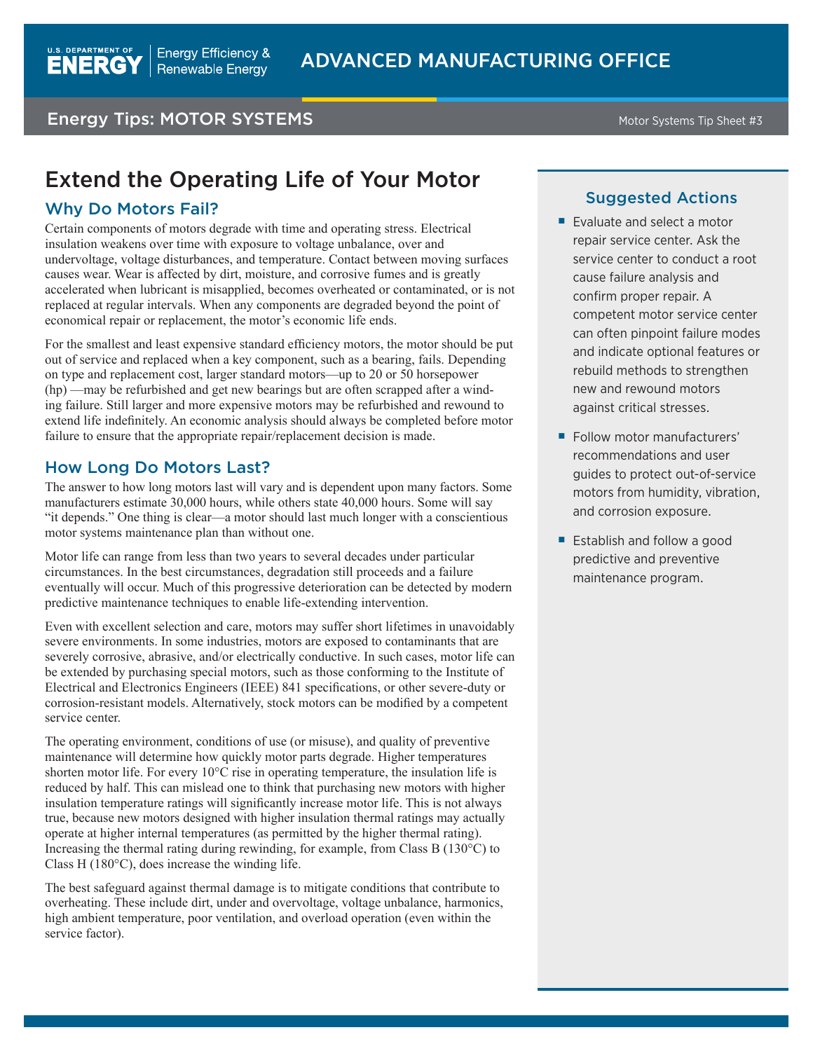# Extend the Operating Life of Your Motor

## Why Do Motors Fail?

Certain components of motors degrade with time and operating stress. Electrical insulation weakens over time with exposure to voltage unbalance, over and undervoltage, voltage disturbances, and temperature. Contact between moving surfaces causes wear. Wear is affected by dirt, moisture, and corrosive fumes and is greatly accelerated when lubricant is misapplied, becomes overheated or contaminated, or is not replaced at regular intervals. When any components are degraded beyond the point of economical repair or replacement, the motor's economic life ends.

For the smallest and least expensive standard efficiency motors, the motor should be put out of service and replaced when a key component, such as a bearing, fails. Depending on type and replacement cost, larger standard motors—up to 20 or 50 horsepower (hp) —may be refurbished and get new bearings but are often scrapped after a winding failure. Still larger and more expensive motors may be refurbished and rewound to extend life indefinitely. An economic analysis should always be completed before motor failure to ensure that the appropriate repair/replacement decision is made.

## How Long Do Motors Last?

The answer to how long motors last will vary and is dependent upon many factors. Some manufacturers estimate 30,000 hours, while others state 40,000 hours. Some will say "it depends." One thing is clear—a motor should last much longer with a conscientious motor systems maintenance plan than without one.

Motor life can range from less than two years to several decades under particular circumstances. In the best circumstances, degradation still proceeds and a failure eventually will occur. Much of this progressive deterioration can be detected by modern predictive maintenance techniques to enable life-extending intervention.

Even with excellent selection and care, motors may suffer short lifetimes in unavoidably severe environments. In some industries, motors are exposed to contaminants that are severely corrosive, abrasive, and/or electrically conductive. In such cases, motor life can be extended by purchasing special motors, such as those conforming to the Institute of Electrical and Electronics Engineers (IEEE) 841 specifications, or other severe-duty or corrosion-resistant models. Alternatively, stock motors can be modified by a competent service center.

The operating environment, conditions of use (or misuse), and quality of preventive maintenance will determine how quickly motor parts degrade. Higher temperatures shorten motor life. For every 10°C rise in operating temperature, the insulation life is reduced by half. This can mislead one to think that purchasing new motors with higher insulation temperature ratings will significantly increase motor life. This is not always true, because new motors designed with higher insulation thermal ratings may actually operate at higher internal temperatures (as permitted by the higher thermal rating). Increasing the thermal rating during rewinding, for example, from Class B (130°C) to Class H (180°C), does increase the winding life.

The best safeguard against thermal damage is to mitigate conditions that contribute to overheating. These include dirt, under and overvoltage, voltage unbalance, harmonics, high ambient temperature, poor ventilation, and overload operation (even within the service factor).

### Suggested Actions

- Evaluate and select a motor repair service center. Ask the service center to conduct a root cause failure analysis and confirm proper repair. A competent motor service center can often pinpoint failure modes and indicate optional features or rebuild methods to strengthen new and rewound motors against critical stresses.
- Follow motor manufacturers' recommendations and user guides to protect out-of-service motors from humidity, vibration, and corrosion exposure.
- Establish and follow a good predictive and preventive maintenance program.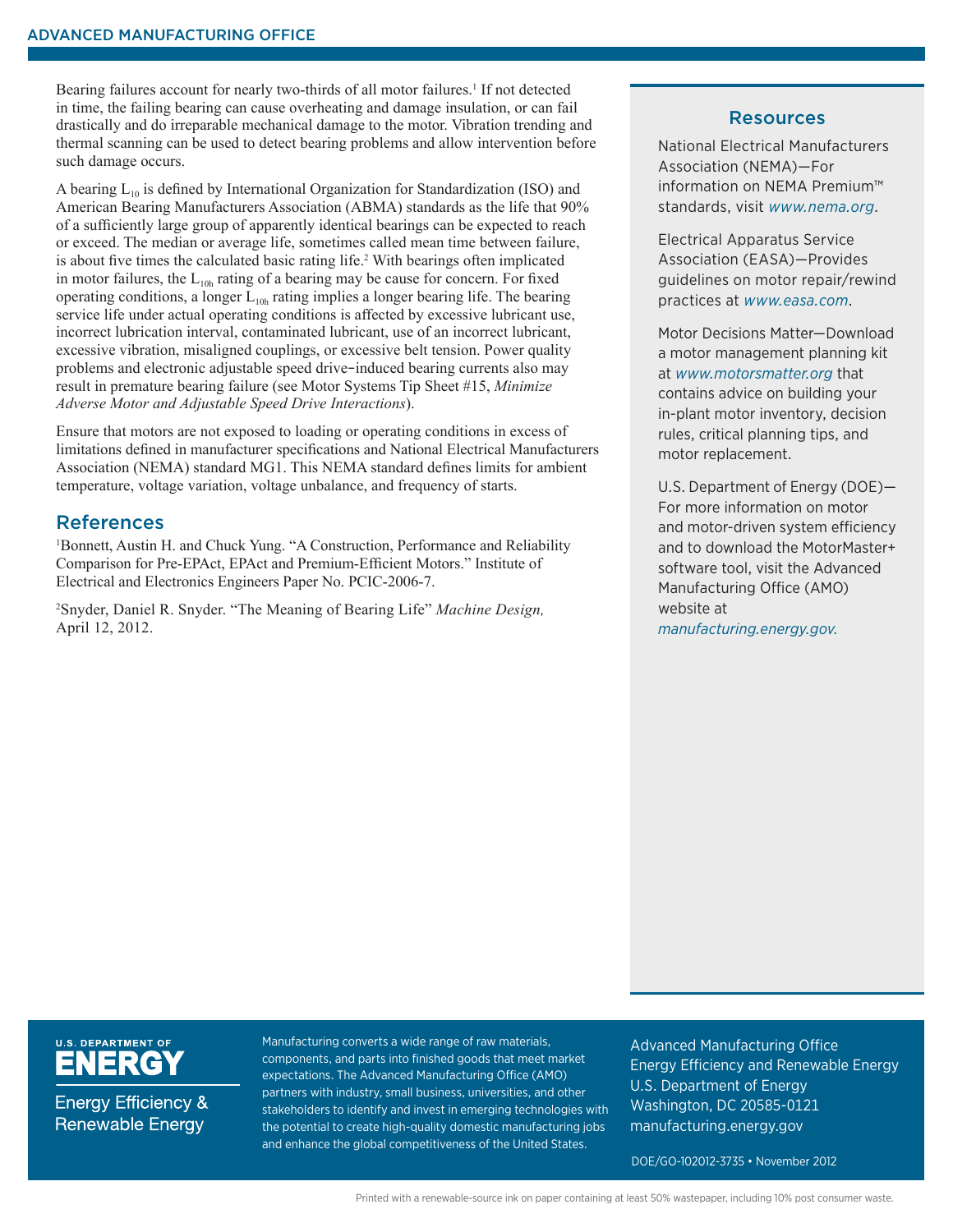Bearing failures account for nearly two-thirds of all motor failures.[1] If not detected in time, the failing bearing can cause overheating and damage insulation, or can fail drastically and do irreparable mechanical damage to the motor. Vibration trending and thermal scanning can be used to detect bearing problems and allow intervention before such damage occurs.

A bearing $L_{10}$ is defined by International Organization for Standardization (ISO) and American Bearing Manufacturers Association (ABMA) standards as the life that 90% of a sufficiently large group of apparently identical bearings can be expected to reach or exceed. The median or average life, sometimes called mean time between failure, is about five times the calculated basic rating life.[2] With bearings often implicated in motor failures, the $L_{10h}$ rating of a bearing may be cause for concern. For fixed operating conditions, a longer $L_{10h}$ rating implies a longer bearing life. The bearing service life under actual operating conditions is affected by excessive lubricant use, incorrect lubrication interval, contaminated lubricant, use of an incorrect lubricant, excessive vibration, misaligned couplings, or excessive belt tension. Power quality problems and electronic adjustable speed drive–induced bearing currents also may result in premature bearing failure (see Motor Systems Tip Sheet #15, *Minimize Adverse Motor and Adjustable Speed Drive Interactions*).

Ensure that motors are not exposed to loading or operating conditions in excess of limitations defined in manufacturer specifications and National Electrical Manufacturers Association (NEMA) standard MG1. This NEMA standard defines limits for ambient temperature, voltage variation, voltage unbalance, and frequency of starts.

## References

[1]Bonnett, Austin H. and Chuck Yung. "A Construction, Performance and Reliability Comparison for Pre-EPAct, EPAct and Premium-Efficient Motors." Institute of Electrical and Electronics Engineers Paper No. PCIC-2006-7.

[2]Snyder, Daniel R. Snyder. "The Meaning of Bearing Life" *Machine Design,* April 12, 2012.

## Resources

National Electrical Manufacturers Association (NEMA)—For information on NEMA Premium™ standards, visit *www.nema.org*.

Electrical Apparatus Service Association (EASA)—Provides guidelines on motor repair/rewind practices at *www.easa.com*.

Motor Decisions Matter—Download a motor management planning kit at *www.motorsmatter.org* that contains advice on building your in-plant motor inventory, decision rules, critical planning tips, and motor replacement.

U.S. Department of Energy (DOE)—For more information on motor and motor-driven system efficiency and to download the MotorMaster+ software tool, visit the Advanced Manufacturing Office (AMO) website at *manufacturing.energy.gov.*

U.S. DEPARTMENT OF ENERGY

Energy Efficiency & Renewable Energy

Manufacturing converts a wide range of raw materials, components, and parts into finished goods that meet market expectations. The Advanced Manufacturing Office (AMO) partners with industry, small business, universities, and other stakeholders to identify and invest in emerging technologies with the potential to create high-quality domestic manufacturing jobs and enhance the global competitiveness of the United States.

Advanced Manufacturing Office
Energy Efficiency and Renewable Energy
U.S. Department of Energy
Washington, DC 20585-0121
manufacturing.energy.gov

DOE/GO-102012-3735 • November 2012

Printed with a renewable-source ink on paper containing at least 50% wastepaper, including 10% post consumer waste.